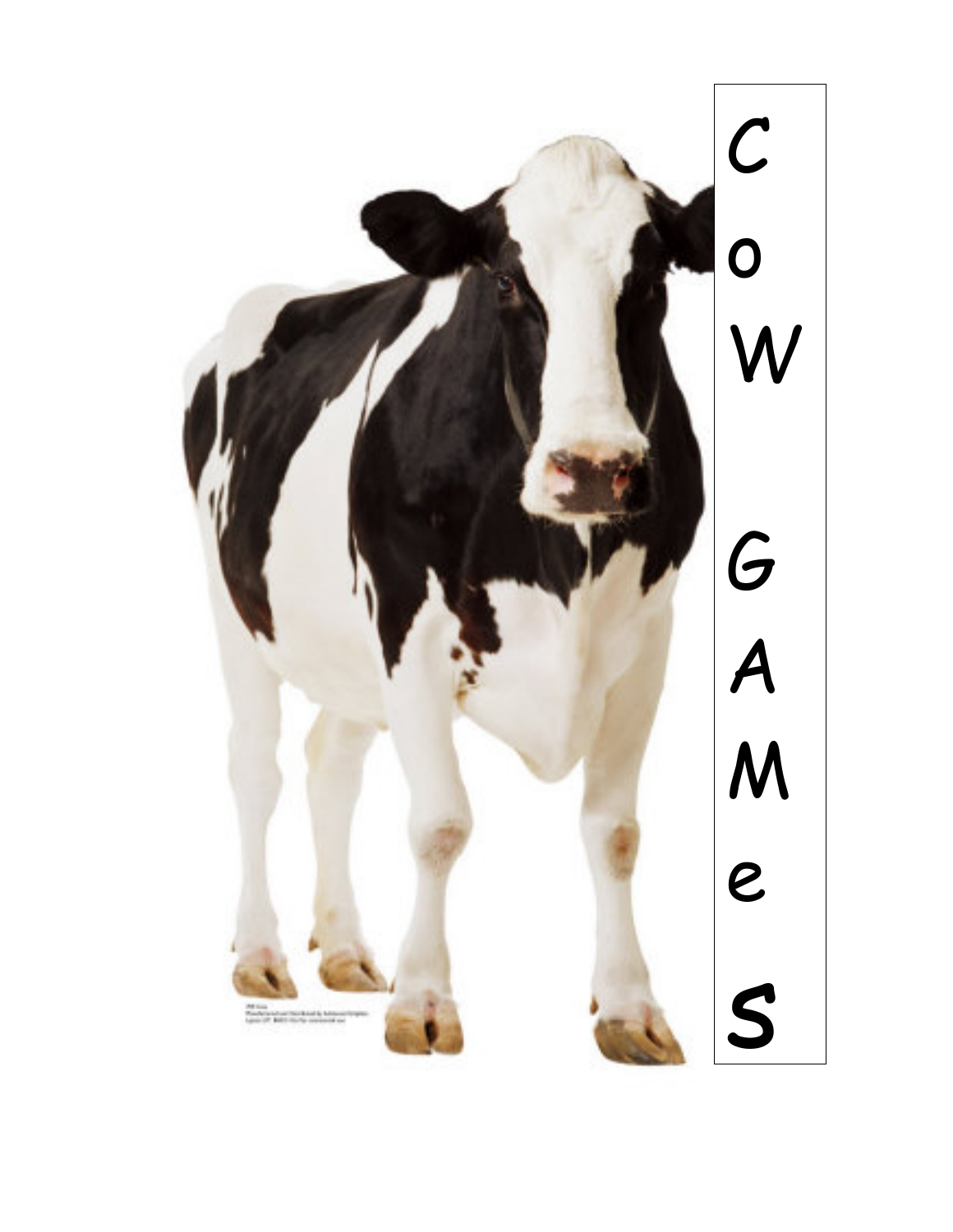# CoW GAMeS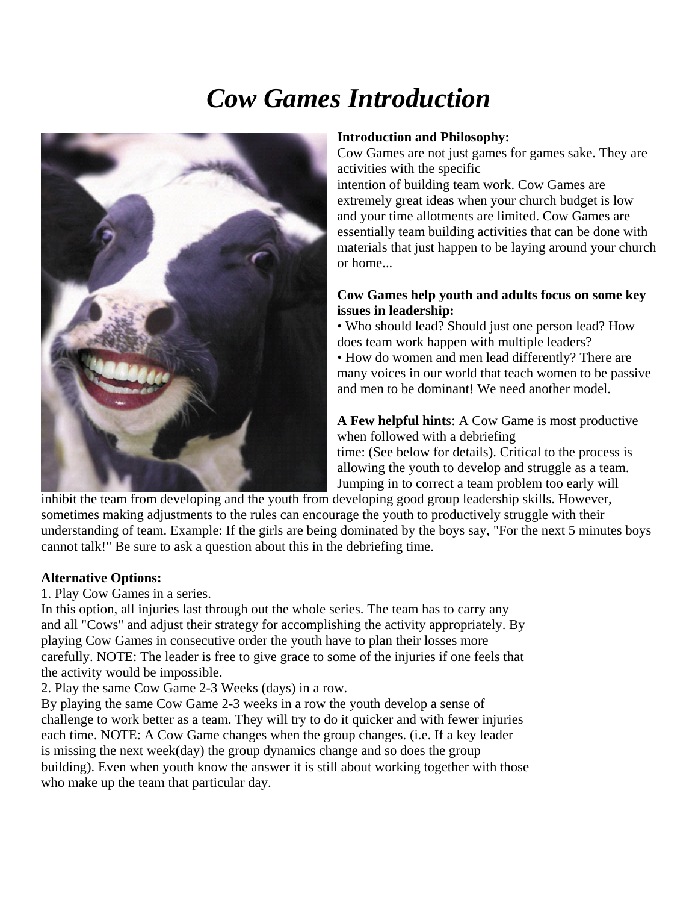# *Cow Games Introduction*

**Introduction and Philosophy:**
Cow Games are not just games for games sake. They are activities with the specific intention of building team work. Cow Games are extremely great ideas when your church budget is low and your time allotments are limited. Cow Games are essentially team building activities that can be done with materials that just happen to be laying around your church or home...

**Cow Games help youth and adults focus on some key issues in leadership:**

- Who should lead? Should just one person lead? How does team work happen with multiple leaders?
- How do women and men lead differently? There are many voices in our world that teach women to be passive and men to be dominant! We need another model.

**A Few helpful hint**s: A Cow Game is most productive when followed with a debriefing time: (See below for details). Critical to the process is allowing the youth to develop and struggle as a team. Jumping in to correct a team problem too early will inhibit the team from developing and the youth from developing good group leadership skills. However, sometimes making adjustments to the rules can encourage the youth to productively struggle with their understanding of team. Example: If the girls are being dominated by the boys say, "For the next 5 minutes boys cannot talk!" Be sure to ask a question about this in the debriefing time.

**Alternative Options:**

1. Play Cow Games in a series.
In this option, all injuries last through out the whole series. The team has to carry any and all "Cows" and adjust their strategy for accomplishing the activity appropriately. By playing Cow Games in consecutive order the youth have to plan their losses more carefully. NOTE: The leader is free to give grace to some of the injuries if one feels that the activity would be impossible.
2. Play the same Cow Game 2-3 Weeks (days) in a row.
By playing the same Cow Game 2-3 weeks in a row the youth develop a sense of challenge to work better as a team. They will try to do it quicker and with fewer injuries each time. NOTE: A Cow Game changes when the group changes. (i.e. If a key leader is missing the next week(day) the group dynamics change and so does the group building). Even when youth know the answer it is still about working together with those who make up the team that particular day.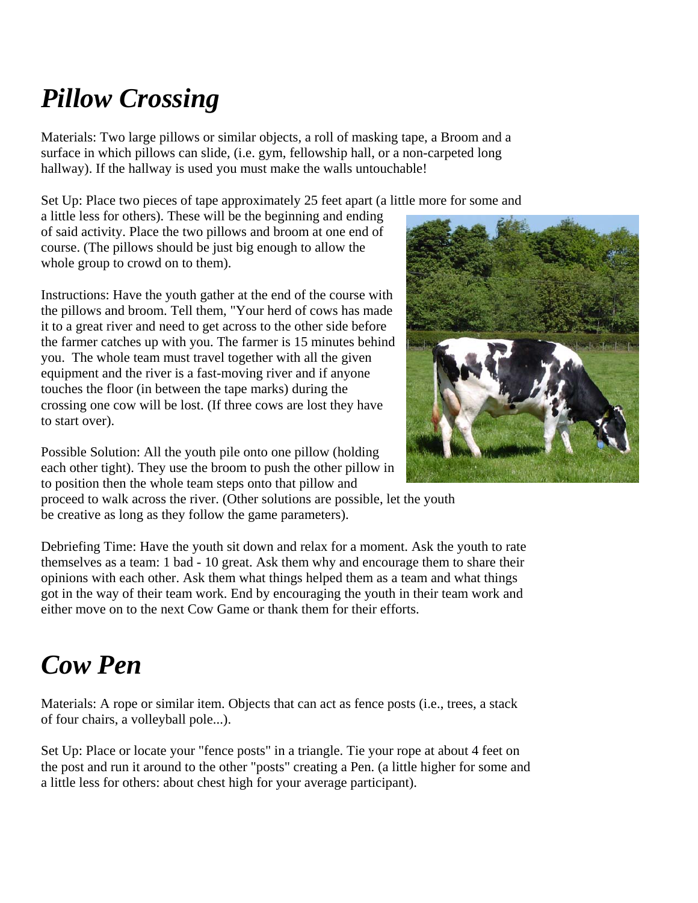## *Pillow Crossing*

Materials: Two large pillows or similar objects, a roll of masking tape, a Broom and a surface in which pillows can slide, (i.e. gym, fellowship hall, or a non-carpeted long hallway). If the hallway is used you must make the walls untouchable!

Set Up: Place two pieces of tape approximately 25 feet apart (a little more for some and a little less for others). These will be the beginning and ending of said activity. Place the two pillows and broom at one end of course. (The pillows should be just big enough to allow the whole group to crowd on to them).

Instructions: Have the youth gather at the end of the course with the pillows and broom. Tell them, "Your herd of cows has made it to a great river and need to get across to the other side before the farmer catches up with you. The farmer is 15 minutes behind you. The whole team must travel together with all the given equipment and the river is a fast-moving river and if anyone touches the floor (in between the tape marks) during the crossing one cow will be lost. (If three cows are lost they have to start over).

Possible Solution: All the youth pile onto one pillow (holding each other tight). They use the broom to push the other pillow in to position then the whole team steps onto that pillow and proceed to walk across the river. (Other solutions are possible, let the youth be creative as long as they follow the game parameters).

Debriefing Time: Have the youth sit down and relax for a moment. Ask the youth to rate themselves as a team: 1 bad - 10 great. Ask them why and encourage them to share their opinions with each other. Ask them what things helped them as a team and what things got in the way of their team work. End by encouraging the youth in their team work and either move on to the next Cow Game or thank them for their efforts.

## *Cow Pen*

Materials: A rope or similar item. Objects that can act as fence posts (i.e., trees, a stack of four chairs, a volleyball pole...).

Set Up: Place or locate your "fence posts" in a triangle. Tie your rope at about 4 feet on the post and run it around to the other "posts" creating a Pen. (a little higher for some and a little less for others: about chest high for your average participant).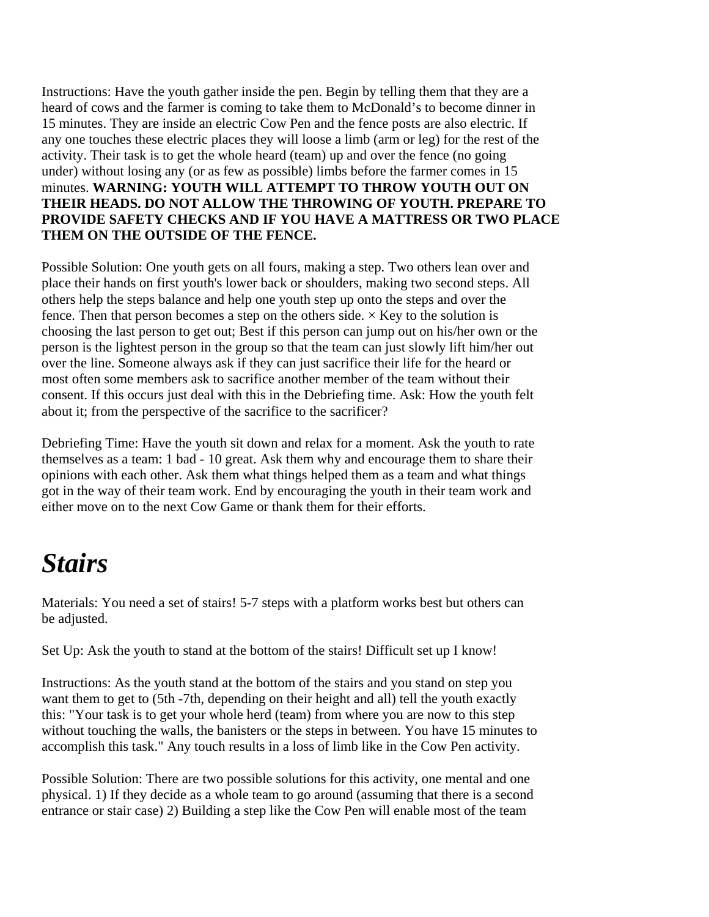Instructions: Have the youth gather inside the pen. Begin by telling them that they are a heard of cows and the farmer is coming to take them to McDonald's to become dinner in 15 minutes. They are inside an electric Cow Pen and the fence posts are also electric. If any one touches these electric places they will loose a limb (arm or leg) for the rest of the activity. Their task is to get the whole heard (team) up and over the fence (no going under) without losing any (or as few as possible) limbs before the farmer comes in 15 minutes. **WARNING: YOUTH WILL ATTEMPT TO THROW YOUTH OUT ON THEIR HEADS. DO NOT ALLOW THE THROWING OF YOUTH. PREPARE TO PROVIDE SAFETY CHECKS AND IF YOU HAVE A MATTRESS OR TWO PLACE THEM ON THE OUTSIDE OF THE FENCE.**

Possible Solution: One youth gets on all fours, making a step. Two others lean over and place their hands on first youth's lower back or shoulders, making two second steps. All others help the steps balance and help one youth step up onto the steps and over the fence. Then that person becomes a step on the others side. × Key to the solution is choosing the last person to get out; Best if this person can jump out on his/her own or the person is the lightest person in the group so that the team can just slowly lift him/her out over the line. Someone always ask if they can just sacrifice their life for the heard or most often some members ask to sacrifice another member of the team without their consent. If this occurs just deal with this in the Debriefing time. Ask: How the youth felt about it; from the perspective of the sacrifice to the sacrificer?

Debriefing Time: Have the youth sit down and relax for a moment. Ask the youth to rate themselves as a team: 1 bad - 10 great. Ask them why and encourage them to share their opinions with each other. Ask them what things helped them as a team and what things got in the way of their team work. End by encouraging the youth in their team work and either move on to the next Cow Game or thank them for their efforts.

# *Stairs*

Materials: You need a set of stairs! 5-7 steps with a platform works best but others can be adjusted.

Set Up: Ask the youth to stand at the bottom of the stairs! Difficult set up I know!

Instructions: As the youth stand at the bottom of the stairs and you stand on step you want them to get to (5th -7th, depending on their height and all) tell the youth exactly this: "Your task is to get your whole herd (team) from where you are now to this step without touching the walls, the banisters or the steps in between. You have 15 minutes to accomplish this task." Any touch results in a loss of limb like in the Cow Pen activity.

Possible Solution: There are two possible solutions for this activity, one mental and one physical. 1) If they decide as a whole team to go around (assuming that there is a second entrance or stair case) 2) Building a step like the Cow Pen will enable most of the team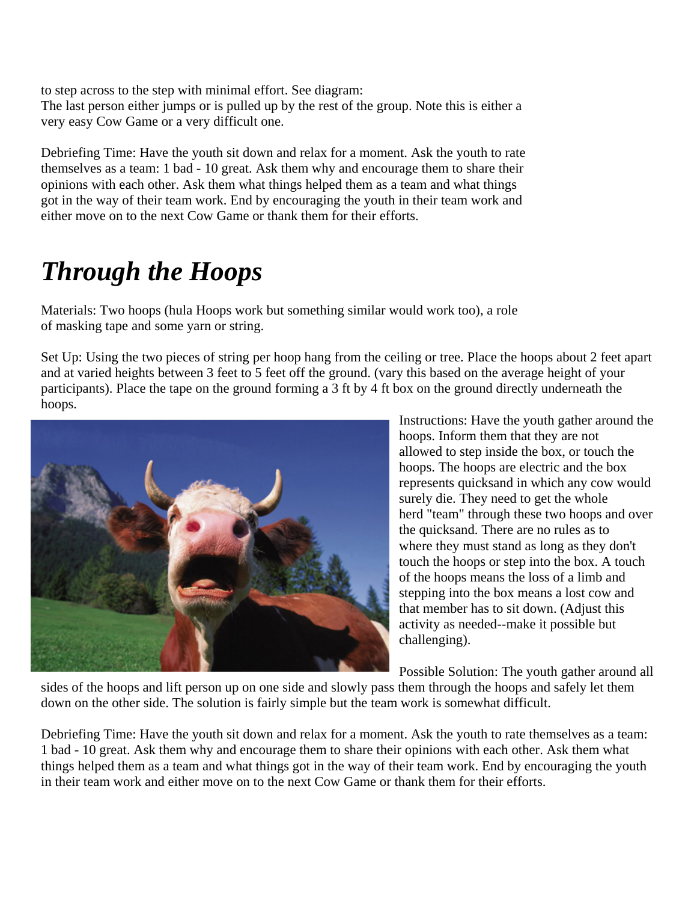to step across to the step with minimal effort. See diagram:
The last person either jumps or is pulled up by the rest of the group. Note this is either a very easy Cow Game or a very difficult one.

Debriefing Time: Have the youth sit down and relax for a moment. Ask the youth to rate themselves as a team: 1 bad - 10 great. Ask them why and encourage them to share their opinions with each other. Ask them what things helped them as a team and what things got in the way of their team work. End by encouraging the youth in their team work and either move on to the next Cow Game or thank them for their efforts.

# *Through the Hoops*

Materials: Two hoops (hula Hoops work but something similar would work too), a role of masking tape and some yarn or string.

Set Up: Using the two pieces of string per hoop hang from the ceiling or tree. Place the hoops about 2 feet apart and at varied heights between 3 feet to 5 feet off the ground. (vary this based on the average height of your participants). Place the tape on the ground forming a 3 ft by 4 ft box on the ground directly underneath the hoops.

Instructions: Have the youth gather around the hoops. Inform them that they are not allowed to step inside the box, or touch the hoops. The hoops are electric and the box represents quicksand in which any cow would surely die. They need to get the whole herd "team" through these two hoops and over the quicksand. There are no rules as to where they must stand as long as they don't touch the hoops or step into the box. A touch of the hoops means the loss of a limb and stepping into the box means a lost cow and that member has to sit down. (Adjust this activity as needed--make it possible but challenging).

Possible Solution: The youth gather around all sides of the hoops and lift person up on one side and slowly pass them through the hoops and safely let them down on the other side. The solution is fairly simple but the team work is somewhat difficult.

Debriefing Time: Have the youth sit down and relax for a moment. Ask the youth to rate themselves as a team: 1 bad - 10 great. Ask them why and encourage them to share their opinions with each other. Ask them what things helped them as a team and what things got in the way of their team work. End by encouraging the youth in their team work and either move on to the next Cow Game or thank them for their efforts.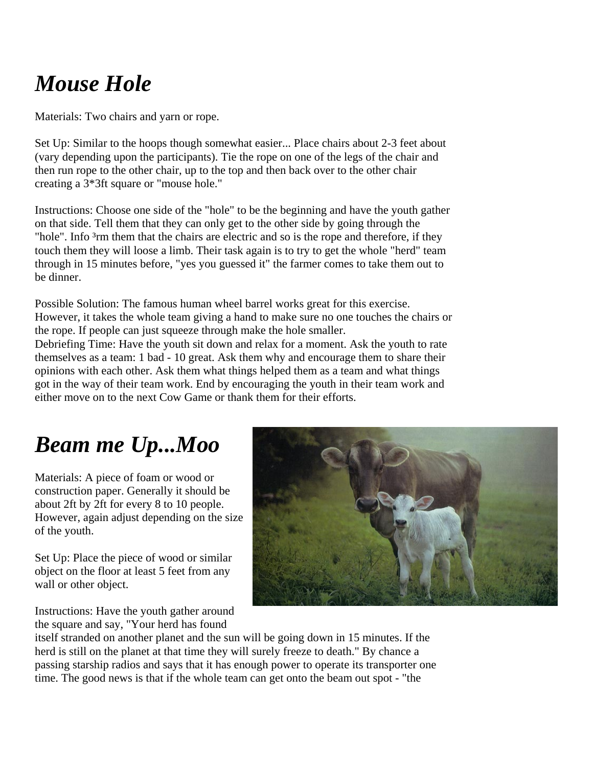# *Mouse Hole*

Materials: Two chairs and yarn or rope.

Set Up: Similar to the hoops though somewhat easier... Place chairs about 2-3 feet about (vary depending upon the participants). Tie the rope on one of the legs of the chair and then run rope to the other chair, up to the top and then back over to the other chair creating a 3*3ft square or "mouse hole."

Instructions: Choose one side of the "hole" to be the beginning and have the youth gather on that side. Tell them that they can only get to the other side by going through the "hole". Info ³rm them that the chairs are electric and so is the rope and therefore, if they touch them they will loose a limb. Their task again is to try to get the whole "herd" team through in 15 minutes before, "yes you guessed it" the farmer comes to take them out to be dinner.

Possible Solution: The famous human wheel barrel works great for this exercise. However, it takes the whole team giving a hand to make sure no one touches the chairs or the rope. If people can just squeeze through make the hole smaller.

Debriefing Time: Have the youth sit down and relax for a moment. Ask the youth to rate themselves as a team: 1 bad - 10 great. Ask them why and encourage them to share their opinions with each other. Ask them what things helped them as a team and what things got in the way of their team work. End by encouraging the youth in their team work and either move on to the next Cow Game or thank them for their efforts.

# *Beam me Up...Moo*

Materials: A piece of foam or wood or construction paper. Generally it should be about 2ft by 2ft for every 8 to 10 people. However, again adjust depending on the size of the youth.

Set Up: Place the piece of wood or similar object on the floor at least 5 feet from any wall or other object.

Instructions: Have the youth gather around the square and say, "Your herd has found itself stranded on another planet and the sun will be going down in 15 minutes. If the herd is still on the planet at that time they will surely freeze to death." By chance a passing starship radios and says that it has enough power to operate its transporter one time. The good news is that if the whole team can get onto the beam out spot - "the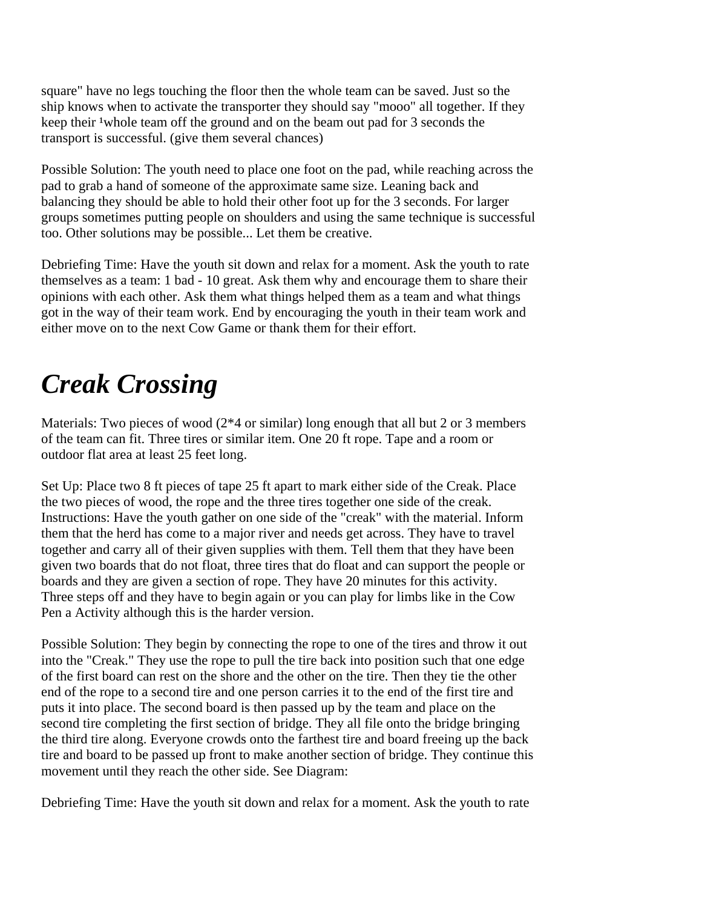square" have no legs touching the floor then the whole team can be saved. Just so the ship knows when to activate the transporter they should say "mooo" all together. If they keep their ¹whole team off the ground and on the beam out pad for 3 seconds the transport is successful. (give them several chances)

Possible Solution: The youth need to place one foot on the pad, while reaching across the pad to grab a hand of someone of the approximate same size. Leaning back and balancing they should be able to hold their other foot up for the 3 seconds. For larger groups sometimes putting people on shoulders and using the same technique is successful too. Other solutions may be possible... Let them be creative.

Debriefing Time: Have the youth sit down and relax for a moment. Ask the youth to rate themselves as a team: 1 bad - 10 great. Ask them why and encourage them to share their opinions with each other. Ask them what things helped them as a team and what things got in the way of their team work. End by encouraging the youth in their team work and either move on to the next Cow Game or thank them for their effort.

# *Creak Crossing*

Materials: Two pieces of wood (2*4 or similar) long enough that all but 2 or 3 members of the team can fit. Three tires or similar item. One 20 ft rope. Tape and a room or outdoor flat area at least 25 feet long.

Set Up: Place two 8 ft pieces of tape 25 ft apart to mark either side of the Creak. Place the two pieces of wood, the rope and the three tires together one side of the creak.
Instructions: Have the youth gather on one side of the "creak" with the material. Inform them that the herd has come to a major river and needs get across. They have to travel together and carry all of their given supplies with them. Tell them that they have been given two boards that do not float, three tires that do float and can support the people or boards and they are given a section of rope. They have 20 minutes for this activity. Three steps off and they have to begin again or you can play for limbs like in the Cow Pen a Activity although this is the harder version.

Possible Solution: They begin by connecting the rope to one of the tires and throw it out into the "Creak." They use the rope to pull the tire back into position such that one edge of the first board can rest on the shore and the other on the tire. Then they tie the other end of the rope to a second tire and one person carries it to the end of the first tire and puts it into place. The second board is then passed up by the team and place on the second tire completing the first section of bridge. They all file onto the bridge bringing the third tire along. Everyone crowds onto the farthest tire and board freeing up the back tire and board to be passed up front to make another section of bridge. They continue this movement until they reach the other side. See Diagram:

Debriefing Time: Have the youth sit down and relax for a moment. Ask the youth to rate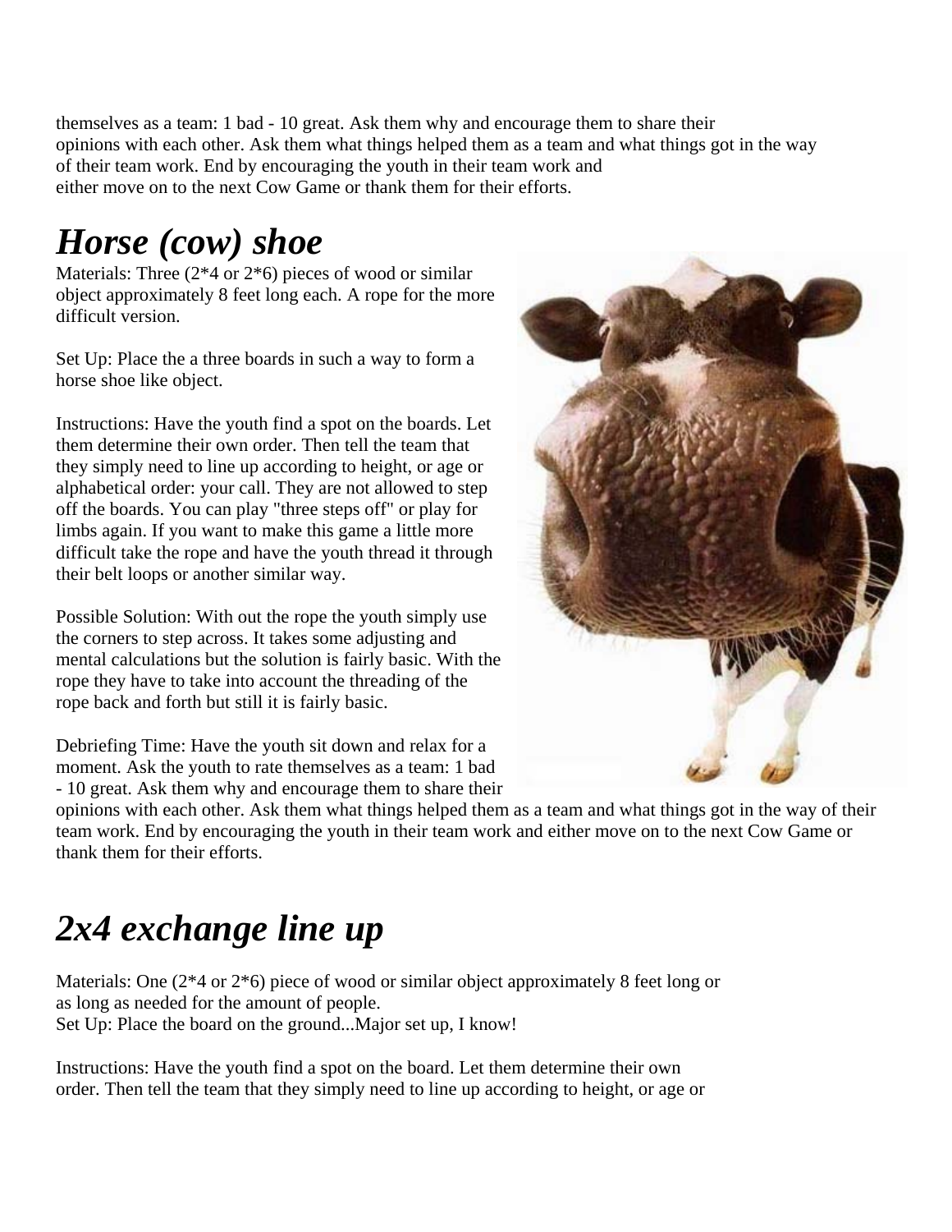themselves as a team: 1 bad - 10 great. Ask them why and encourage them to share their opinions with each other. Ask them what things helped them as a team and what things got in the way of their team work. End by encouraging the youth in their team work and either move on to the next Cow Game or thank them for their efforts.

# *Horse (cow) shoe*

Materials: Three (2*4 or 2*6) pieces of wood or similar object approximately 8 feet long each. A rope for the more difficult version.

Set Up: Place the a three boards in such a way to form a horse shoe like object.

Instructions: Have the youth find a spot on the boards. Let them determine their own order. Then tell the team that they simply need to line up according to height, or age or alphabetical order: your call. They are not allowed to step off the boards. You can play "three steps off" or play for limbs again. If you want to make this game a little more difficult take the rope and have the youth thread it through their belt loops or another similar way.

Possible Solution: With out the rope the youth simply use the corners to step across. It takes some adjusting and mental calculations but the solution is fairly basic. With the rope they have to take into account the threading of the rope back and forth but still it is fairly basic.

Debriefing Time: Have the youth sit down and relax for a moment. Ask the youth to rate themselves as a team: 1 bad - 10 great. Ask them why and encourage them to share their opinions with each other. Ask them what things helped them as a team and what things got in the way of their team work. End by encouraging the youth in their team work and either move on to the next Cow Game or thank them for their efforts.

# *2x4 exchange line up*

Materials: One (2*4 or 2*6) piece of wood or similar object approximately 8 feet long or as long as needed for the amount of people.
Set Up: Place the board on the ground...Major set up, I know!

Instructions: Have the youth find a spot on the board. Let them determine their own order. Then tell the team that they simply need to line up according to height, or age or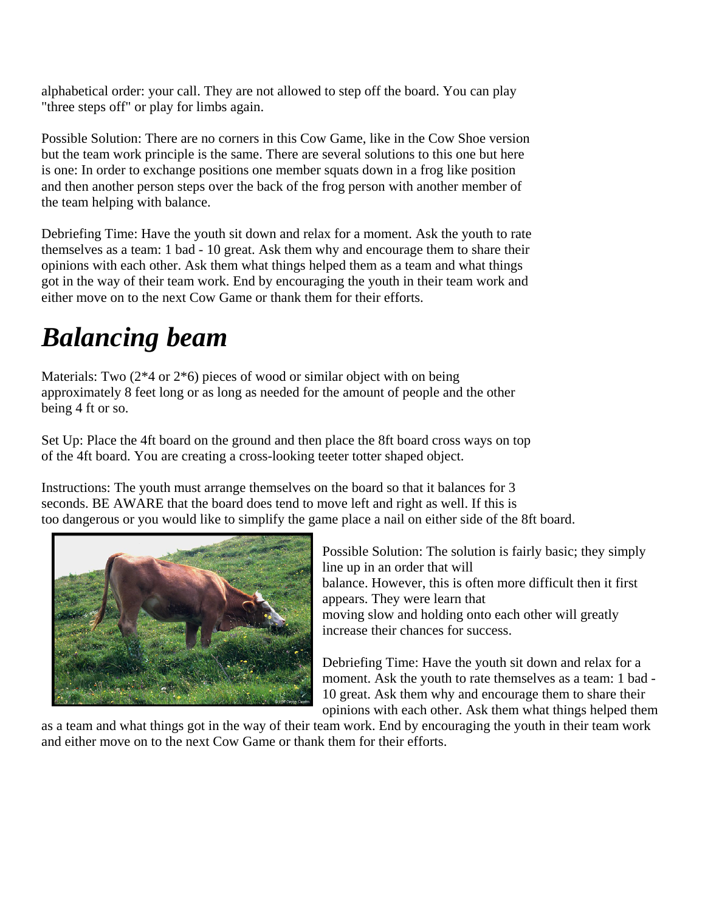alphabetical order: your call. They are not allowed to step off the board. You can play "three steps off" or play for limbs again.

Possible Solution: There are no corners in this Cow Game, like in the Cow Shoe version but the team work principle is the same. There are several solutions to this one but here is one: In order to exchange positions one member squats down in a frog like position and then another person steps over the back of the frog person with another member of the team helping with balance.

Debriefing Time: Have the youth sit down and relax for a moment. Ask the youth to rate themselves as a team: 1 bad - 10 great. Ask them why and encourage them to share their opinions with each other. Ask them what things helped them as a team and what things got in the way of their team work. End by encouraging the youth in their team work and either move on to the next Cow Game or thank them for their efforts.

# *Balancing beam*

Materials: Two (2*4 or 2*6) pieces of wood or similar object with on being approximately 8 feet long or as long as needed for the amount of people and the other being 4 ft or so.

Set Up: Place the 4ft board on the ground and then place the 8ft board cross ways on top of the 4ft board. You are creating a cross-looking teeter totter shaped object.

Instructions: The youth must arrange themselves on the board so that it balances for 3 seconds. BE AWARE that the board does tend to move left and right as well. If this is too dangerous or you would like to simplify the game place a nail on either side of the 8ft board.

Possible Solution: The solution is fairly basic; they simply line up in an order that will balance. However, this is often more difficult then it first appears. They were learn that moving slow and holding onto each other will greatly increase their chances for success.

Debriefing Time: Have the youth sit down and relax for a moment. Ask the youth to rate themselves as a team: 1 bad - 10 great. Ask them why and encourage them to share their opinions with each other. Ask them what things helped them as a team and what things got in the way of their team work. End by encouraging the youth in their team work and either move on to the next Cow Game or thank them for their efforts.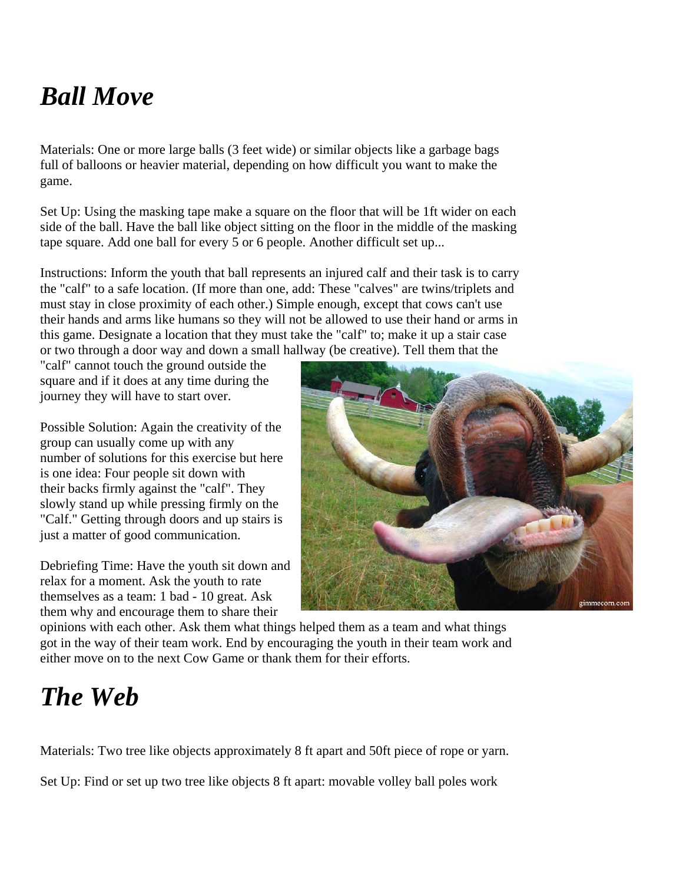# *Ball Move*

Materials: One or more large balls (3 feet wide) or similar objects like a garbage bags full of balloons or heavier material, depending on how difficult you want to make the game.

Set Up: Using the masking tape make a square on the floor that will be 1ft wider on each side of the ball. Have the ball like object sitting on the floor in the middle of the masking tape square. Add one ball for every 5 or 6 people. Another difficult set up...

Instructions: Inform the youth that ball represents an injured calf and their task is to carry the "calf" to a safe location. (If more than one, add: These "calves" are twins/triplets and must stay in close proximity of each other.) Simple enough, except that cows can't use their hands and arms like humans so they will not be allowed to use their hand or arms in this game. Designate a location that they must take the "calf" to; make it up a stair case or two through a door way and down a small hallway (be creative). Tell them that the "calf" cannot touch the ground outside the square and if it does at any time during the journey they will have to start over.

Possible Solution: Again the creativity of the group can usually come up with any number of solutions for this exercise but here is one idea: Four people sit down with their backs firmly against the "calf". They slowly stand up while pressing firmly on the "Calf." Getting through doors and up stairs is just a matter of good communication.

Debriefing Time: Have the youth sit down and relax for a moment. Ask the youth to rate themselves as a team: 1 bad - 10 great. Ask them why and encourage them to share their opinions with each other. Ask them what things helped them as a team and what things got in the way of their team work. End by encouraging the youth in their team work and either move on to the next Cow Game or thank them for their efforts.

# *The Web*

Materials: Two tree like objects approximately 8 ft apart and 50ft piece of rope or yarn.

Set Up: Find or set up two tree like objects 8 ft apart: movable volley ball poles work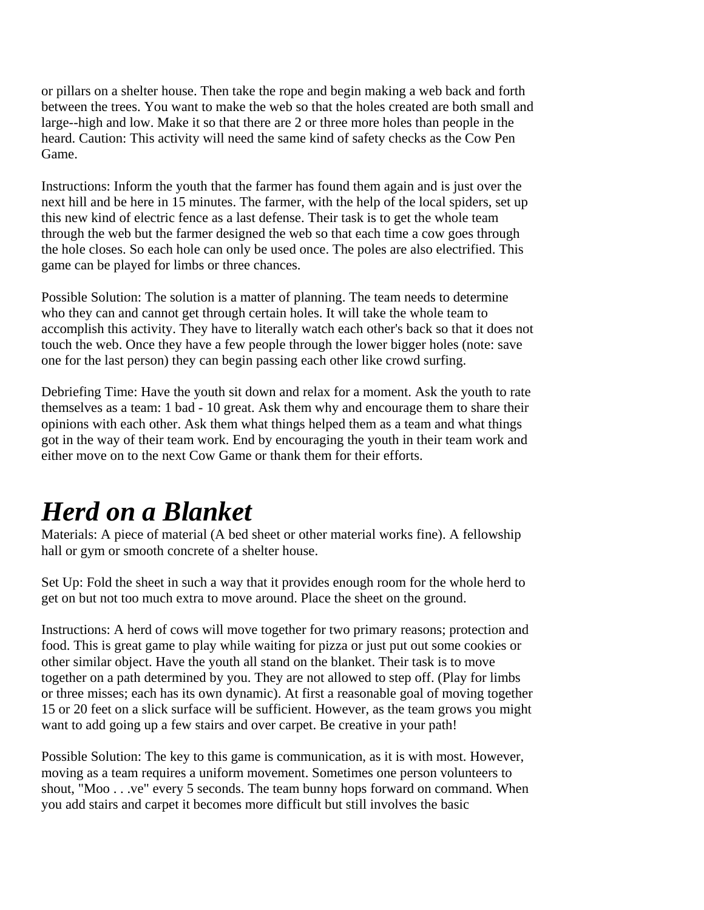or pillars on a shelter house. Then take the rope and begin making a web back and forth between the trees. You want to make the web so that the holes created are both small and large--high and low. Make it so that there are 2 or three more holes than people in the heard. Caution: This activity will need the same kind of safety checks as the Cow Pen Game.

Instructions: Inform the youth that the farmer has found them again and is just over the next hill and be here in 15 minutes. The farmer, with the help of the local spiders, set up this new kind of electric fence as a last defense. Their task is to get the whole team through the web but the farmer designed the web so that each time a cow goes through the hole closes. So each hole can only be used once. The poles are also electrified. This game can be played for limbs or three chances.

Possible Solution: The solution is a matter of planning. The team needs to determine who they can and cannot get through certain holes. It will take the whole team to accomplish this activity. They have to literally watch each other's back so that it does not touch the web. Once they have a few people through the lower bigger holes (note: save one for the last person) they can begin passing each other like crowd surfing.

Debriefing Time: Have the youth sit down and relax for a moment. Ask the youth to rate themselves as a team: 1 bad - 10 great. Ask them why and encourage them to share their opinions with each other. Ask them what things helped them as a team and what things got in the way of their team work. End by encouraging the youth in their team work and either move on to the next Cow Game or thank them for their efforts.

# *Herd on a Blanket*

Materials: A piece of material (A bed sheet or other material works fine). A fellowship hall or gym or smooth concrete of a shelter house.

Set Up: Fold the sheet in such a way that it provides enough room for the whole herd to get on but not too much extra to move around. Place the sheet on the ground.

Instructions: A herd of cows will move together for two primary reasons; protection and food. This is great game to play while waiting for pizza or just put out some cookies or other similar object. Have the youth all stand on the blanket. Their task is to move together on a path determined by you. They are not allowed to step off. (Play for limbs or three misses; each has its own dynamic). At first a reasonable goal of moving together 15 or 20 feet on a slick surface will be sufficient. However, as the team grows you might want to add going up a few stairs and over carpet. Be creative in your path!

Possible Solution: The key to this game is communication, as it is with most. However, moving as a team requires a uniform movement. Sometimes one person volunteers to shout, "Moo . . .ve" every 5 seconds. The team bunny hops forward on command. When you add stairs and carpet it becomes more difficult but still involves the basic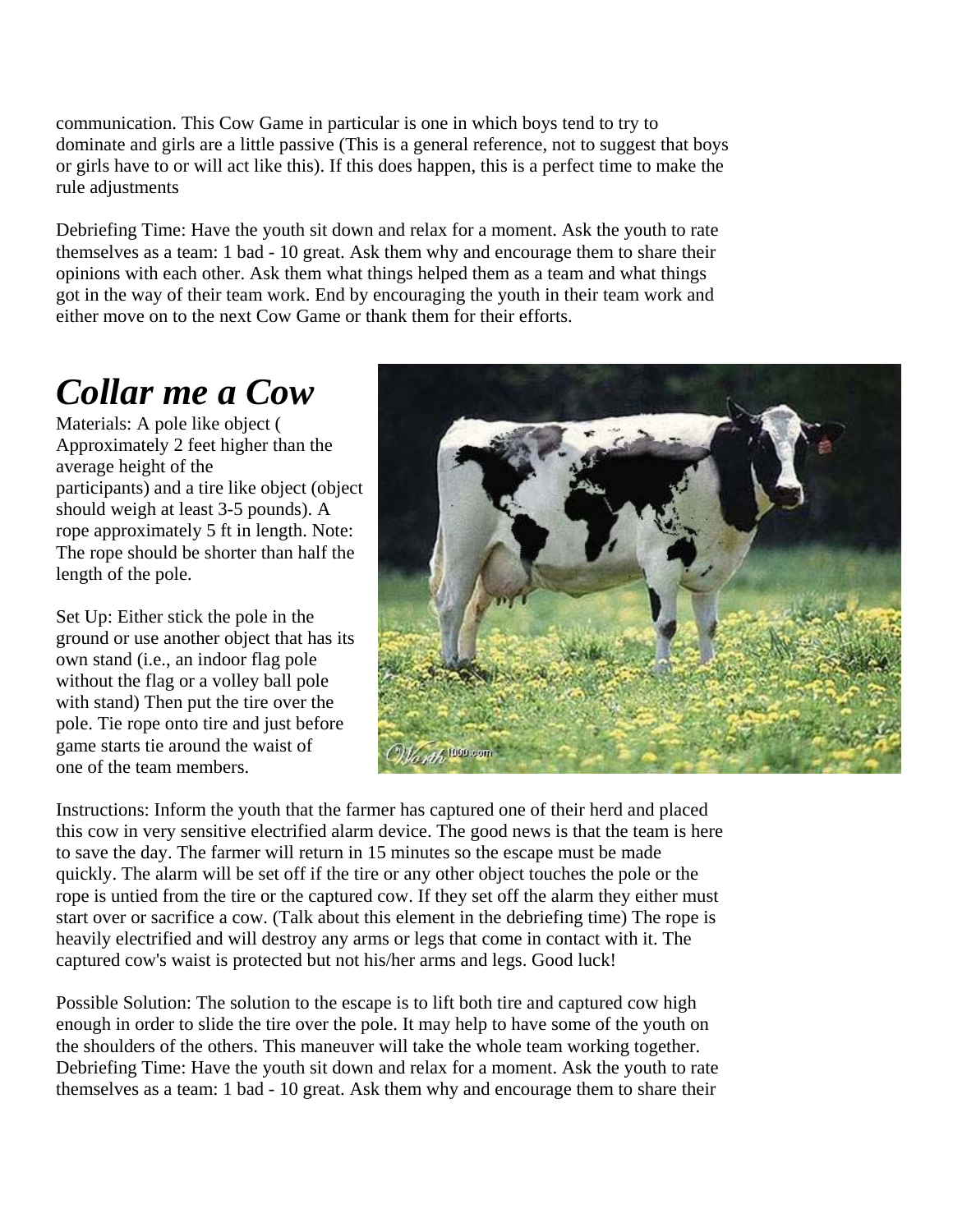communication. This Cow Game in particular is one in which boys tend to try to dominate and girls are a little passive (This is a general reference, not to suggest that boys or girls have to or will act like this). If this does happen, this is a perfect time to make the rule adjustments

Debriefing Time: Have the youth sit down and relax for a moment. Ask the youth to rate themselves as a team: 1 bad - 10 great. Ask them why and encourage them to share their opinions with each other. Ask them what things helped them as a team and what things got in the way of their team work. End by encouraging the youth in their team work and either move on to the next Cow Game or thank them for their efforts.

# *Collar me a Cow*

Materials: A pole like object ( Approximately 2 feet higher than the average height of the participants) and a tire like object (object should weigh at least 3-5 pounds). A rope approximately 5 ft in length. Note: The rope should be shorter than half the length of the pole.

Set Up: Either stick the pole in the ground or use another object that has its own stand (i.e., an indoor flag pole without the flag or a volley ball pole with stand) Then put the tire over the pole. Tie rope onto tire and just before game starts tie around the waist of one of the team members.

Instructions: Inform the youth that the farmer has captured one of their herd and placed this cow in very sensitive electrified alarm device. The good news is that the team is here to save the day. The farmer will return in 15 minutes so the escape must be made quickly. The alarm will be set off if the tire or any other object touches the pole or the rope is untied from the tire or the captured cow. If they set off the alarm they either must start over or sacrifice a cow. (Talk about this element in the debriefing time) The rope is heavily electrified and will destroy any arms or legs that come in contact with it. The captured cow's waist is protected but not his/her arms and legs. Good luck!

Possible Solution: The solution to the escape is to lift both tire and captured cow high enough in order to slide the tire over the pole. It may help to have some of the youth on the shoulders of the others. This maneuver will take the whole team working together. Debriefing Time: Have the youth sit down and relax for a moment. Ask the youth to rate themselves as a team: 1 bad - 10 great. Ask them why and encourage them to share their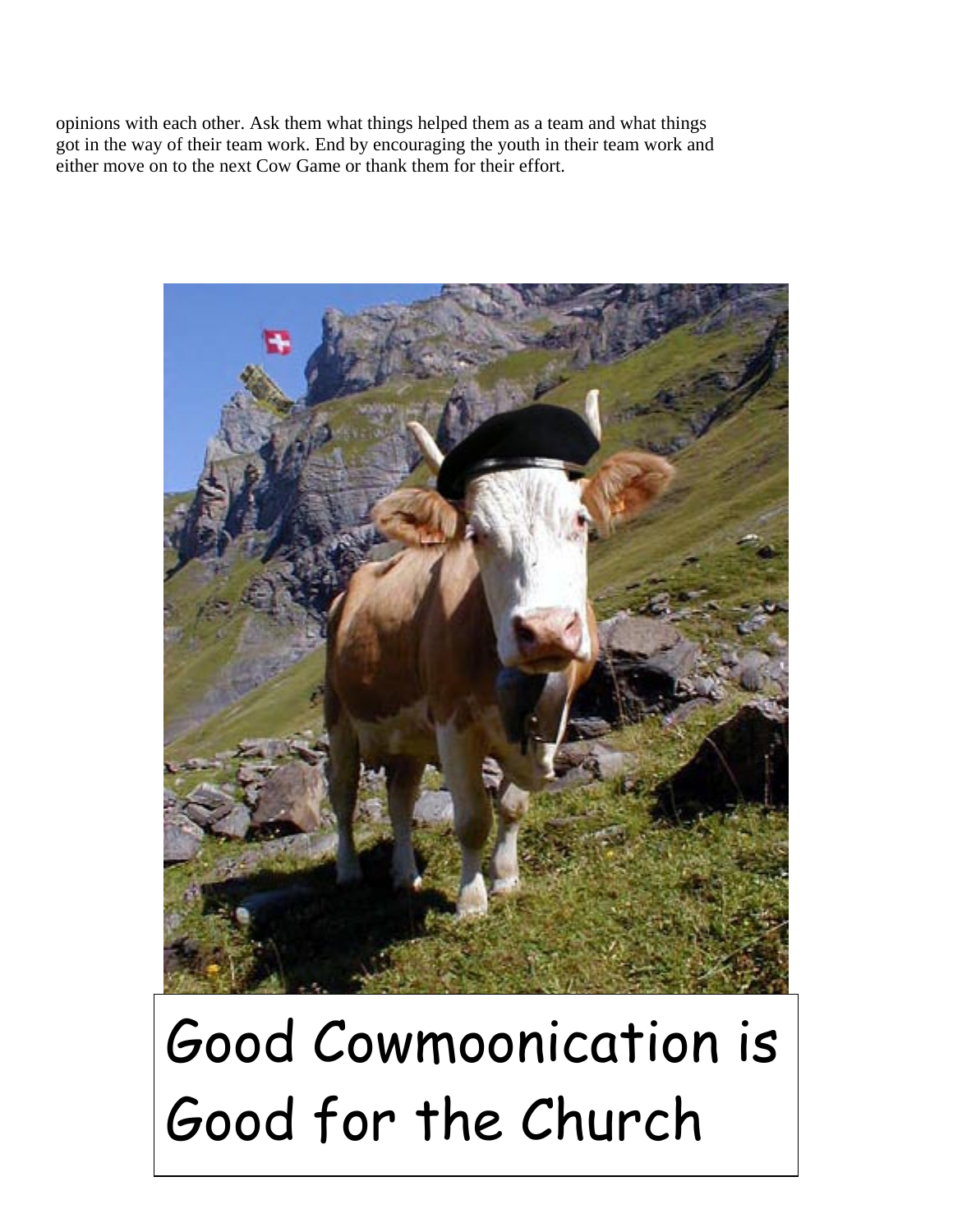opinions with each other. Ask them what things helped them as a team and what things got in the way of their team work. End by encouraging the youth in their team work and either move on to the next Cow Game or thank them for their effort.

Good Cowmoonication is Good for the Church